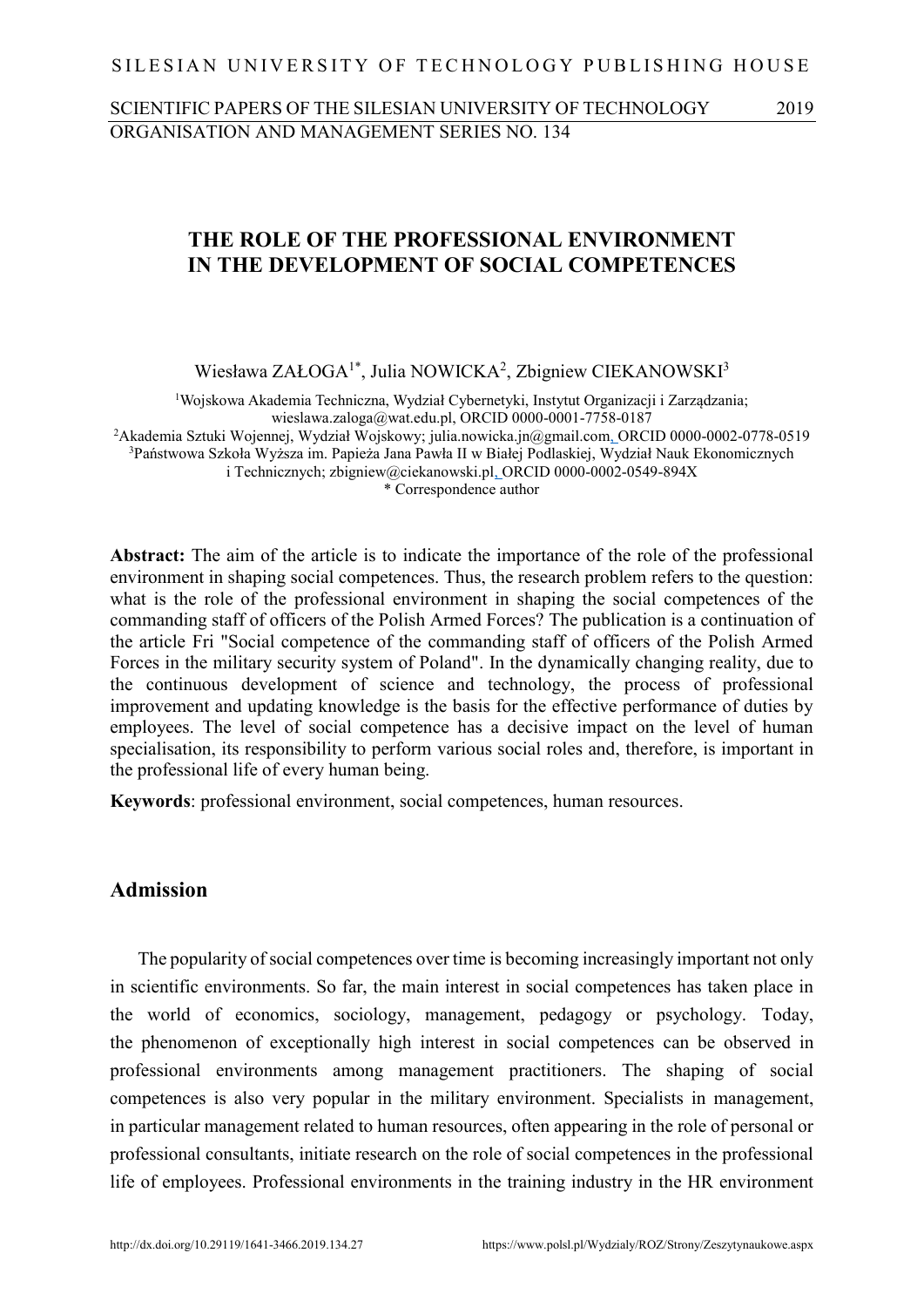# THE ROLE OF THE PROFESSIONAL ENVIRONMENT IN THE DEVELOPMENT OF SOCIAL COMPETENCES

Wiesława ZAŁOGA[1*], Julia NOWICKA[2], Zbigniew CIEKANOWSKI[3]

[1]Wojskowa Akademia Techniczna, Wydział Cybernetyki, Instytut Organizacji i Zarządzania; wieslawa.zaloga@wat.edu.pl, ORCID 0000-0001-7758-0187
[2]Akademia Sztuki Wojennej, Wydział Wojskowy; julia.nowicka.jn@gmail.com, ORCID 0000-0002-0778-0519
[3]Państwowa Szkoła Wyższa im. Papieża Jana Pawła II w Białej Podlaskiej, Wydział Nauk Ekonomicznych i Technicznych; zbigniew@ciekanowski.pl, ORCID 0000-0002-0549-894X
\* Correspondence author

**Abstract:** The aim of the article is to indicate the importance of the role of the professional environment in shaping social competences. Thus, the research problem refers to the question: what is the role of the professional environment in shaping the social competences of the commanding staff of officers of the Polish Armed Forces? The publication is a continuation of the article Fri "Social competence of the commanding staff of officers of the Polish Armed Forces in the military security system of Poland". In the dynamically changing reality, due to the continuous development of science and technology, the process of professional improvement and updating knowledge is the basis for the effective performance of duties by employees. The level of social competence has a decisive impact on the level of human specialisation, its responsibility to perform various social roles and, therefore, is important in the professional life of every human being.

**Keywords**: professional environment, social competences, human resources.

## Admission

The popularity of social competences over time is becoming increasingly important not only in scientific environments. So far, the main interest in social competences has taken place in the world of economics, sociology, management, pedagogy or psychology. Today, the phenomenon of exceptionally high interest in social competences can be observed in professional environments among management practitioners. The shaping of social competences is also very popular in the military environment. Specialists in management, in particular management related to human resources, often appearing in the role of personal or professional consultants, initiate research on the role of social competences in the professional life of employees. Professional environments in the training industry in the HR environment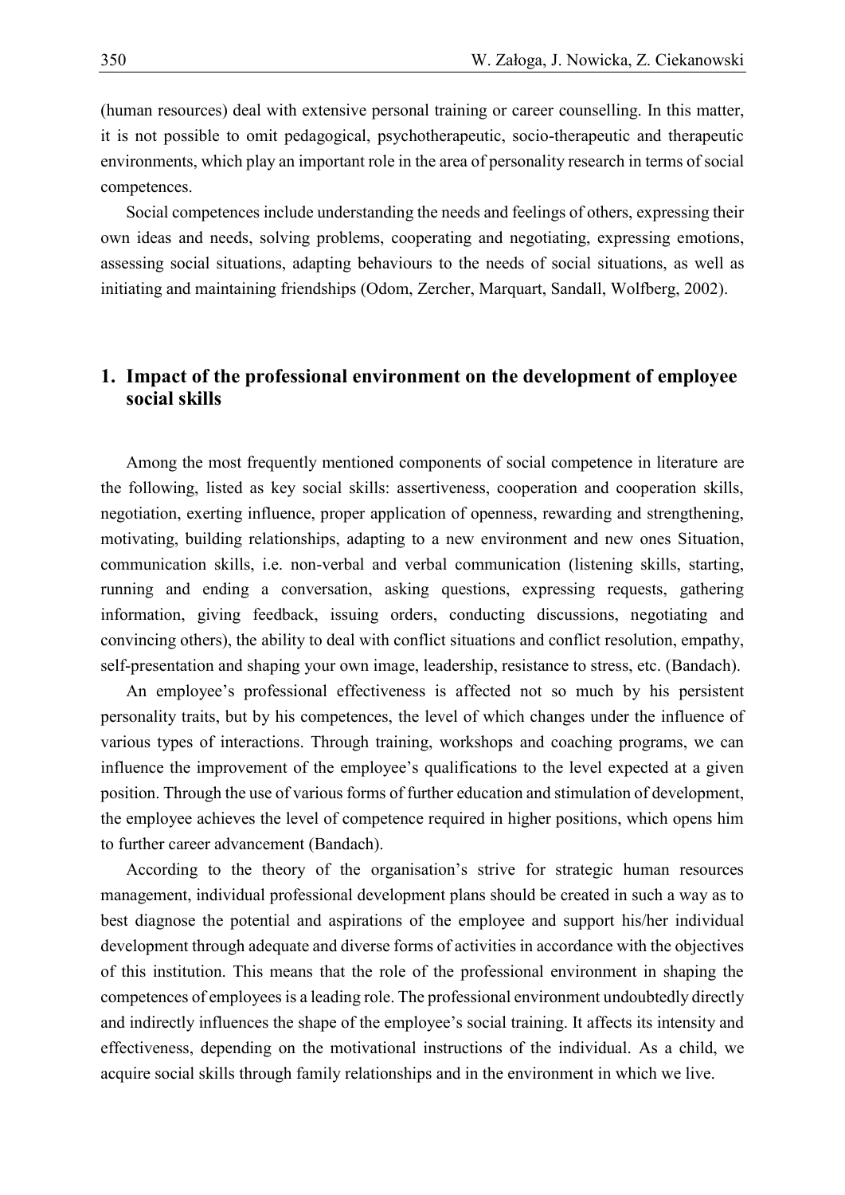(human resources) deal with extensive personal training or career counselling. In this matter, it is not possible to omit pedagogical, psychotherapeutic, socio-therapeutic and therapeutic environments, which play an important role in the area of personality research in terms of social competences.

Social competences include understanding the needs and feelings of others, expressing their own ideas and needs, solving problems, cooperating and negotiating, expressing emotions, assessing social situations, adapting behaviours to the needs of social situations, as well as initiating and maintaining friendships (Odom, Zercher, Marquart, Sandall, Wolfberg, 2002).

## 1. Impact of the professional environment on the development of employee social skills

Among the most frequently mentioned components of social competence in literature are the following, listed as key social skills: assertiveness, cooperation and cooperation skills, negotiation, exerting influence, proper application of openness, rewarding and strengthening, motivating, building relationships, adapting to a new environment and new ones Situation, communication skills, i.e. non-verbal and verbal communication (listening skills, starting, running and ending a conversation, asking questions, expressing requests, gathering information, giving feedback, issuing orders, conducting discussions, negotiating and convincing others), the ability to deal with conflict situations and conflict resolution, empathy, self-presentation and shaping your own image, leadership, resistance to stress, etc. (Bandach).

An employee's professional effectiveness is affected not so much by his persistent personality traits, but by his competences, the level of which changes under the influence of various types of interactions. Through training, workshops and coaching programs, we can influence the improvement of the employee's qualifications to the level expected at a given position. Through the use of various forms of further education and stimulation of development, the employee achieves the level of competence required in higher positions, which opens him to further career advancement (Bandach).

According to the theory of the organisation's strive for strategic human resources management, individual professional development plans should be created in such a way as to best diagnose the potential and aspirations of the employee and support his/her individual development through adequate and diverse forms of activities in accordance with the objectives of this institution. This means that the role of the professional environment in shaping the competences of employees is a leading role. The professional environment undoubtedly directly and indirectly influences the shape of the employee's social training. It affects its intensity and effectiveness, depending on the motivational instructions of the individual. As a child, we acquire social skills through family relationships and in the environment in which we live.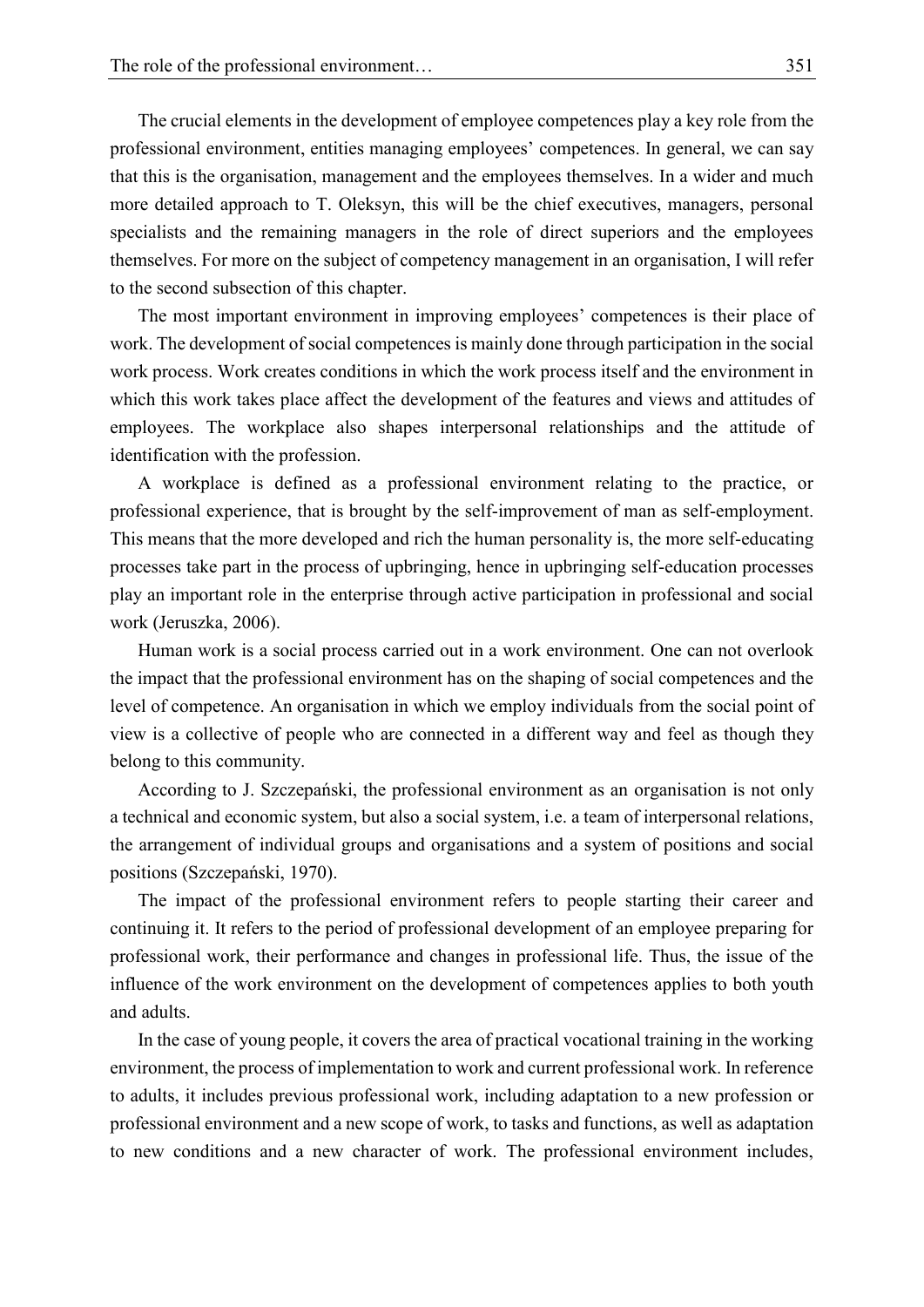The crucial elements in the development of employee competences play a key role from the professional environment, entities managing employees' competences. In general, we can say that this is the organisation, management and the employees themselves. In a wider and much more detailed approach to T. Oleksyn, this will be the chief executives, managers, personal specialists and the remaining managers in the role of direct superiors and the employees themselves. For more on the subject of competency management in an organisation, I will refer to the second subsection of this chapter.

The most important environment in improving employees' competences is their place of work. The development of social competences is mainly done through participation in the social work process. Work creates conditions in which the work process itself and the environment in which this work takes place affect the development of the features and views and attitudes of employees. The workplace also shapes interpersonal relationships and the attitude of identification with the profession.

A workplace is defined as a professional environment relating to the practice, or professional experience, that is brought by the self-improvement of man as self-employment. This means that the more developed and rich the human personality is, the more self-educating processes take part in the process of upbringing, hence in upbringing self-education processes play an important role in the enterprise through active participation in professional and social work (Jeruszka, 2006).

Human work is a social process carried out in a work environment. One can not overlook the impact that the professional environment has on the shaping of social competences and the level of competence. An organisation in which we employ individuals from the social point of view is a collective of people who are connected in a different way and feel as though they belong to this community.

According to J. Szczepański, the professional environment as an organisation is not only a technical and economic system, but also a social system, i.e. a team of interpersonal relations, the arrangement of individual groups and organisations and a system of positions and social positions (Szczepański, 1970).

The impact of the professional environment refers to people starting their career and continuing it. It refers to the period of professional development of an employee preparing for professional work, their performance and changes in professional life. Thus, the issue of the influence of the work environment on the development of competences applies to both youth and adults.

In the case of young people, it covers the area of practical vocational training in the working environment, the process of implementation to work and current professional work. In reference to adults, it includes previous professional work, including adaptation to a new profession or professional environment and a new scope of work, to tasks and functions, as well as adaptation to new conditions and a new character of work. The professional environment includes,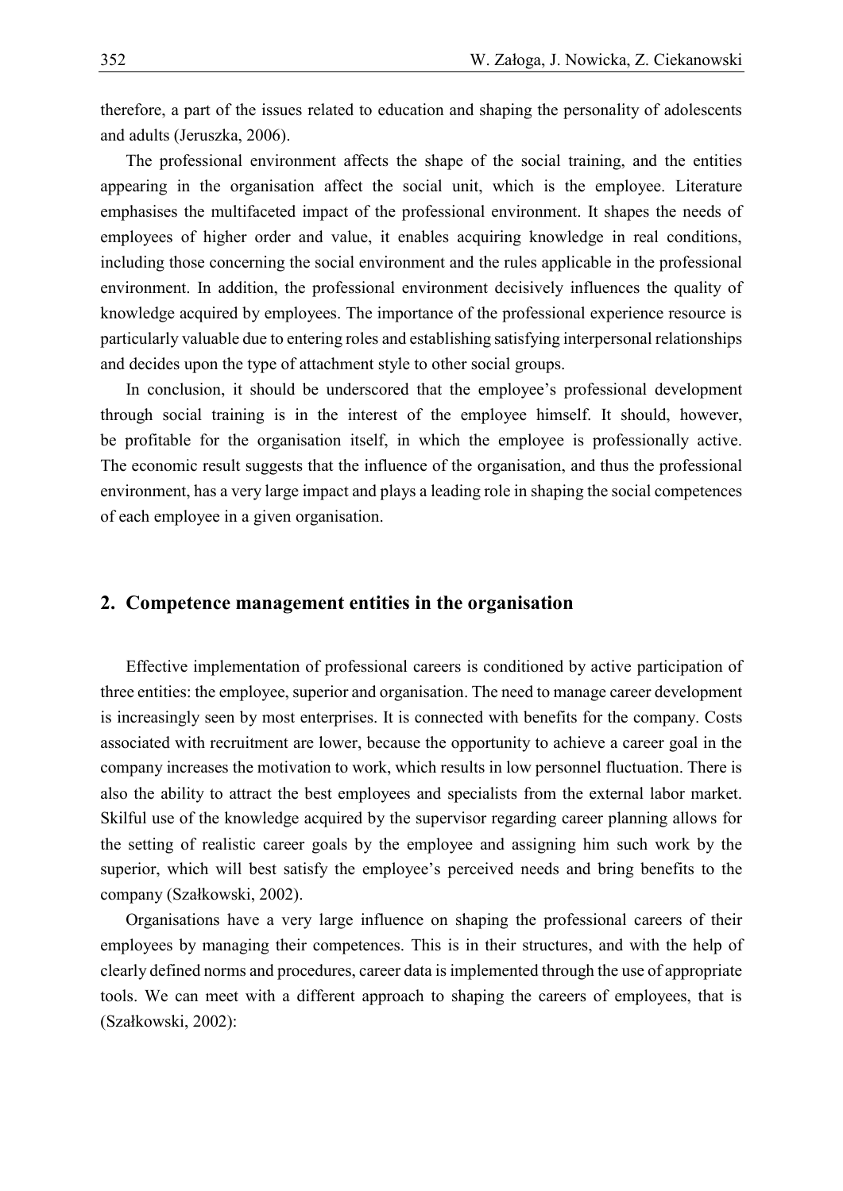therefore, a part of the issues related to education and shaping the personality of adolescents and adults (Jeruszka, 2006).

The professional environment affects the shape of the social training, and the entities appearing in the organisation affect the social unit, which is the employee. Literature emphasises the multifaceted impact of the professional environment. It shapes the needs of employees of higher order and value, it enables acquiring knowledge in real conditions, including those concerning the social environment and the rules applicable in the professional environment. In addition, the professional environment decisively influences the quality of knowledge acquired by employees. The importance of the professional experience resource is particularly valuable due to entering roles and establishing satisfying interpersonal relationships and decides upon the type of attachment style to other social groups.

In conclusion, it should be underscored that the employee's professional development through social training is in the interest of the employee himself. It should, however, be profitable for the organisation itself, in which the employee is professionally active. The economic result suggests that the influence of the organisation, and thus the professional environment, has a very large impact and plays a leading role in shaping the social competences of each employee in a given organisation.

## 2. Competence management entities in the organisation

Effective implementation of professional careers is conditioned by active participation of three entities: the employee, superior and organisation. The need to manage career development is increasingly seen by most enterprises. It is connected with benefits for the company. Costs associated with recruitment are lower, because the opportunity to achieve a career goal in the company increases the motivation to work, which results in low personnel fluctuation. There is also the ability to attract the best employees and specialists from the external labor market. Skilful use of the knowledge acquired by the supervisor regarding career planning allows for the setting of realistic career goals by the employee and assigning him such work by the superior, which will best satisfy the employee's perceived needs and bring benefits to the company (Szałkowski, 2002).

Organisations have a very large influence on shaping the professional careers of their employees by managing their competences. This is in their structures, and with the help of clearly defined norms and procedures, career data is implemented through the use of appropriate tools. We can meet with a different approach to shaping the careers of employees, that is (Szałkowski, 2002):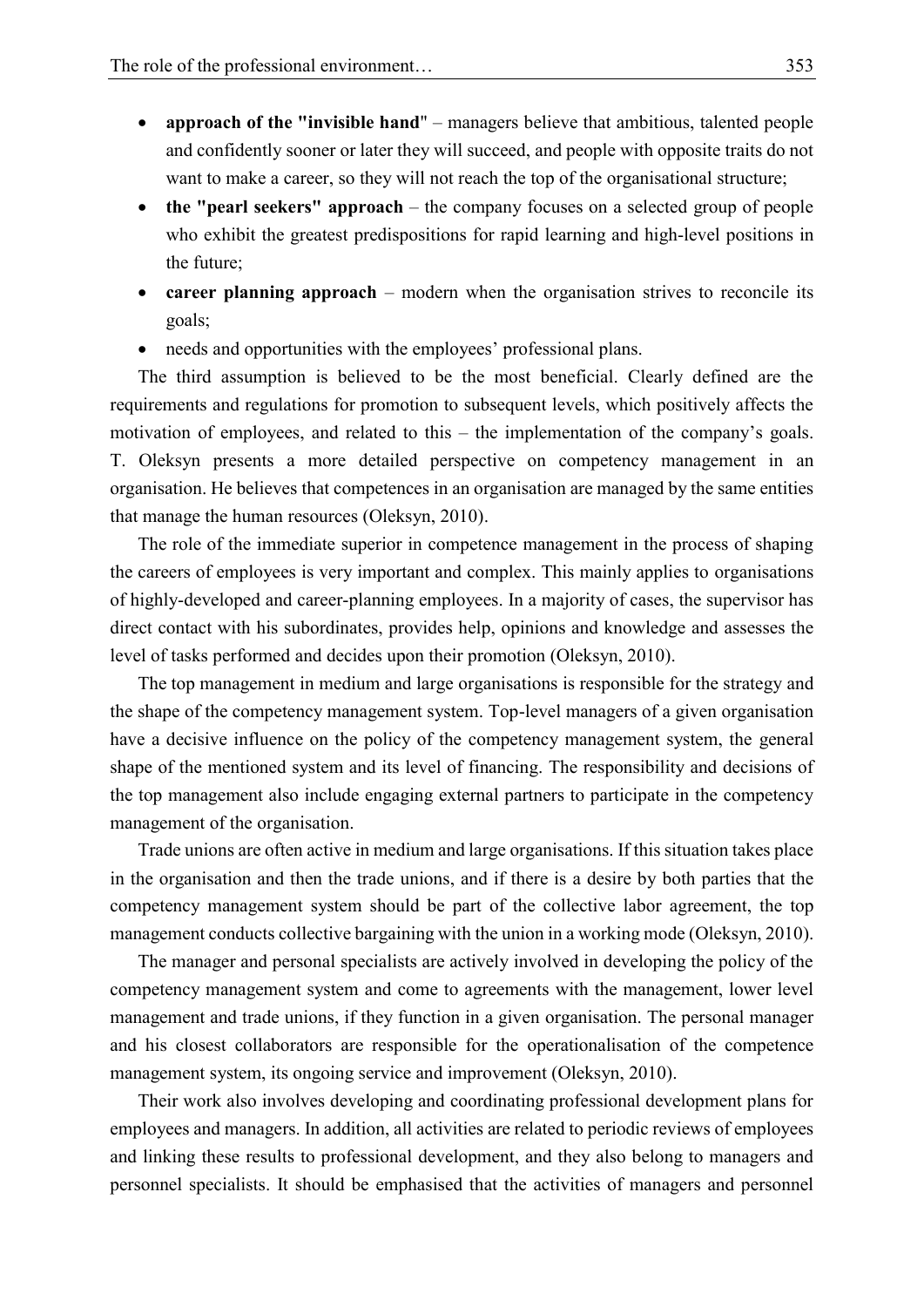- **approach of the "invisible hand**" – managers believe that ambitious, talented people and confidently sooner or later they will succeed, and people with opposite traits do not want to make a career, so they will not reach the top of the organisational structure;
- **the "pearl seekers" approach** – the company focuses on a selected group of people who exhibit the greatest predispositions for rapid learning and high-level positions in the future;
- **career planning approach** – modern when the organisation strives to reconcile its goals;
- needs and opportunities with the employees' professional plans.

The third assumption is believed to be the most beneficial. Clearly defined are the requirements and regulations for promotion to subsequent levels, which positively affects the motivation of employees, and related to this – the implementation of the company's goals. T. Oleksyn presents a more detailed perspective on competency management in an organisation. He believes that competences in an organisation are managed by the same entities that manage the human resources (Oleksyn, 2010).

The role of the immediate superior in competence management in the process of shaping the careers of employees is very important and complex. This mainly applies to organisations of highly-developed and career-planning employees. In a majority of cases, the supervisor has direct contact with his subordinates, provides help, opinions and knowledge and assesses the level of tasks performed and decides upon their promotion (Oleksyn, 2010).

The top management in medium and large organisations is responsible for the strategy and the shape of the competency management system. Top-level managers of a given organisation have a decisive influence on the policy of the competency management system, the general shape of the mentioned system and its level of financing. The responsibility and decisions of the top management also include engaging external partners to participate in the competency management of the organisation.

Trade unions are often active in medium and large organisations. If this situation takes place in the organisation and then the trade unions, and if there is a desire by both parties that the competency management system should be part of the collective labor agreement, the top management conducts collective bargaining with the union in a working mode (Oleksyn, 2010).

The manager and personal specialists are actively involved in developing the policy of the competency management system and come to agreements with the management, lower level management and trade unions, if they function in a given organisation. The personal manager and his closest collaborators are responsible for the operationalisation of the competence management system, its ongoing service and improvement (Oleksyn, 2010).

Their work also involves developing and coordinating professional development plans for employees and managers. In addition, all activities are related to periodic reviews of employees and linking these results to professional development, and they also belong to managers and personnel specialists. It should be emphasised that the activities of managers and personnel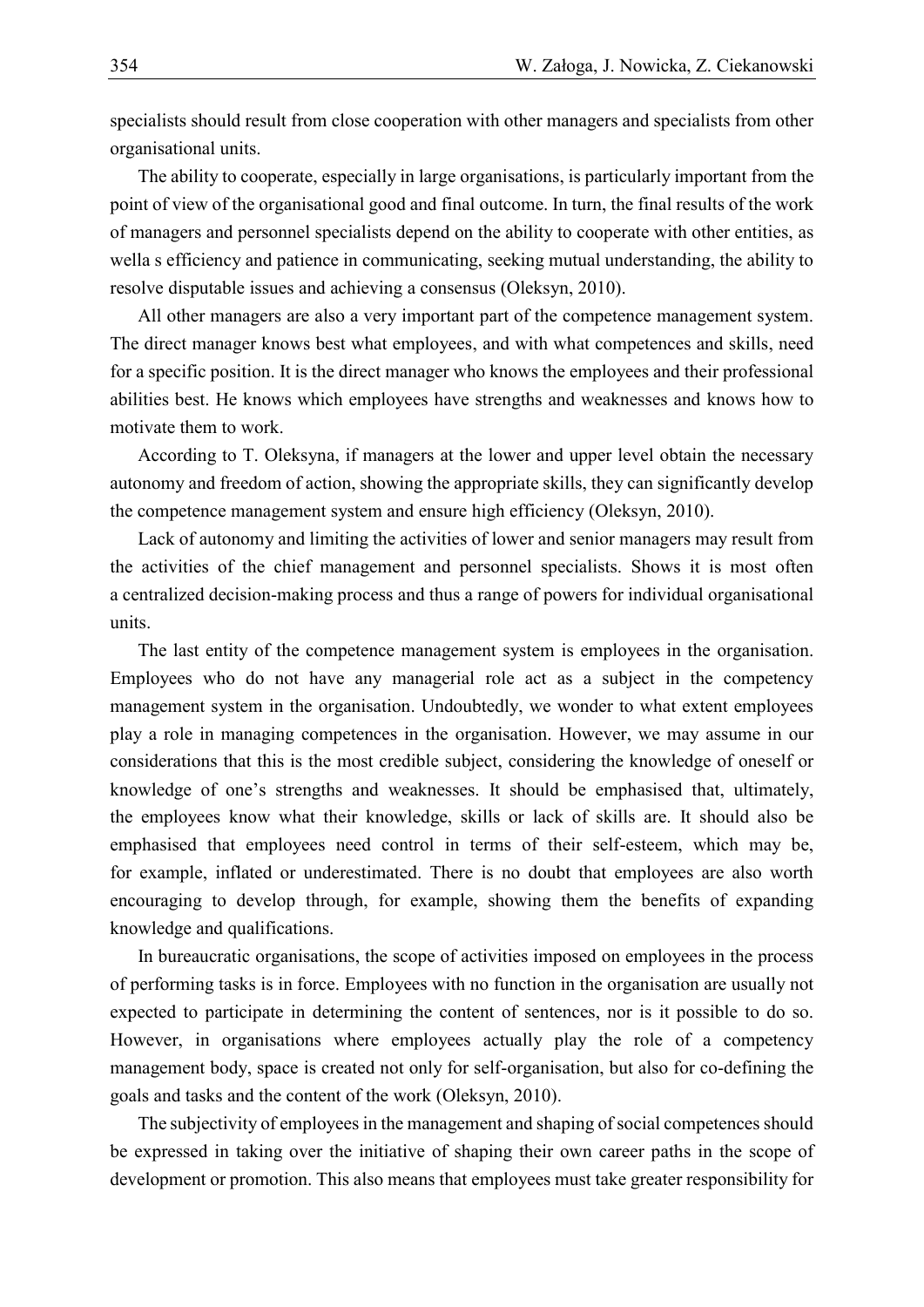specialists should result from close cooperation with other managers and specialists from other organisational units.

The ability to cooperate, especially in large organisations, is particularly important from the point of view of the organisational good and final outcome. In turn, the final results of the work of managers and personnel specialists depend on the ability to cooperate with other entities, as wella s efficiency and patience in communicating, seeking mutual understanding, the ability to resolve disputable issues and achieving a consensus (Oleksyn, 2010).

All other managers are also a very important part of the competence management system. The direct manager knows best what employees, and with what competences and skills, need for a specific position. It is the direct manager who knows the employees and their professional abilities best. He knows which employees have strengths and weaknesses and knows how to motivate them to work.

According to T. Oleksyna, if managers at the lower and upper level obtain the necessary autonomy and freedom of action, showing the appropriate skills, they can significantly develop the competence management system and ensure high efficiency (Oleksyn, 2010).

Lack of autonomy and limiting the activities of lower and senior managers may result from the activities of the chief management and personnel specialists. Shows it is most often a centralized decision-making process and thus a range of powers for individual organisational units.

The last entity of the competence management system is employees in the organisation. Employees who do not have any managerial role act as a subject in the competency management system in the organisation. Undoubtedly, we wonder to what extent employees play a role in managing competences in the organisation. However, we may assume in our considerations that this is the most credible subject, considering the knowledge of oneself or knowledge of one's strengths and weaknesses. It should be emphasised that, ultimately, the employees know what their knowledge, skills or lack of skills are. It should also be emphasised that employees need control in terms of their self-esteem, which may be, for example, inflated or underestimated. There is no doubt that employees are also worth encouraging to develop through, for example, showing them the benefits of expanding knowledge and qualifications.

In bureaucratic organisations, the scope of activities imposed on employees in the process of performing tasks is in force. Employees with no function in the organisation are usually not expected to participate in determining the content of sentences, nor is it possible to do so. However, in organisations where employees actually play the role of a competency management body, space is created not only for self-organisation, but also for co-defining the goals and tasks and the content of the work (Oleksyn, 2010).

The subjectivity of employees in the management and shaping of social competences should be expressed in taking over the initiative of shaping their own career paths in the scope of development or promotion. This also means that employees must take greater responsibility for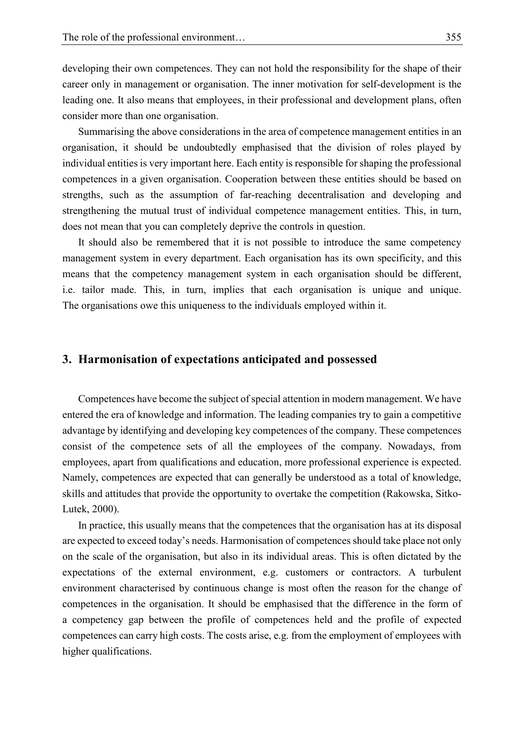developing their own competences. They can not hold the responsibility for the shape of their career only in management or organisation. The inner motivation for self-development is the leading one. It also means that employees, in their professional and development plans, often consider more than one organisation.

Summarising the above considerations in the area of competence management entities in an organisation, it should be undoubtedly emphasised that the division of roles played by individual entities is very important here. Each entity is responsible for shaping the professional competences in a given organisation. Cooperation between these entities should be based on strengths, such as the assumption of far-reaching decentralisation and developing and strengthening the mutual trust of individual competence management entities. This, in turn, does not mean that you can completely deprive the controls in question.

It should also be remembered that it is not possible to introduce the same competency management system in every department. Each organisation has its own specificity, and this means that the competency management system in each organisation should be different, i.e. tailor made. This, in turn, implies that each organisation is unique and unique. The organisations owe this uniqueness to the individuals employed within it.

## 3. Harmonisation of expectations anticipated and possessed

Competences have become the subject of special attention in modern management. We have entered the era of knowledge and information. The leading companies try to gain a competitive advantage by identifying and developing key competences of the company. These competences consist of the competence sets of all the employees of the company. Nowadays, from employees, apart from qualifications and education, more professional experience is expected. Namely, competences are expected that can generally be understood as a total of knowledge, skills and attitudes that provide the opportunity to overtake the competition (Rakowska, Sitko-Lutek, 2000).

In practice, this usually means that the competences that the organisation has at its disposal are expected to exceed today's needs. Harmonisation of competences should take place not only on the scale of the organisation, but also in its individual areas. This is often dictated by the expectations of the external environment, e.g. customers or contractors. A turbulent environment characterised by continuous change is most often the reason for the change of competences in the organisation. It should be emphasised that the difference in the form of a competency gap between the profile of competences held and the profile of expected competences can carry high costs. The costs arise, e.g. from the employment of employees with higher qualifications.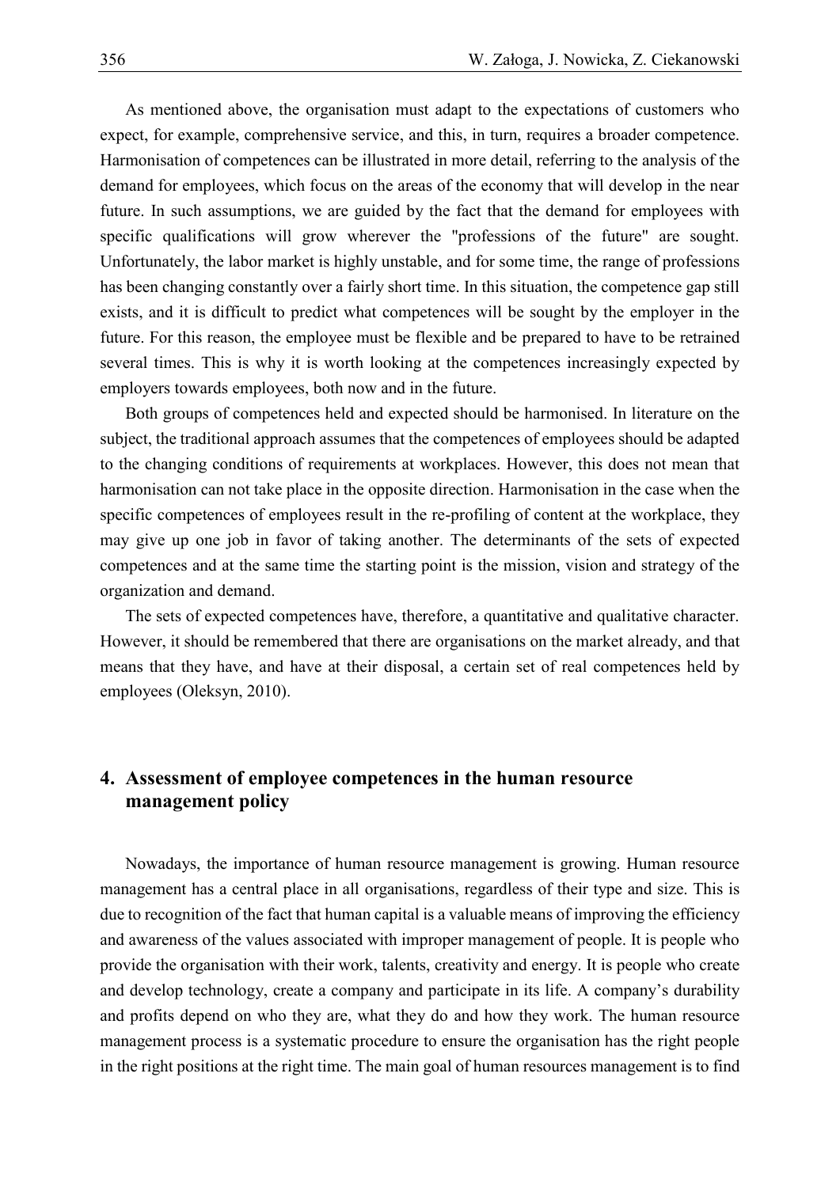As mentioned above, the organisation must adapt to the expectations of customers who expect, for example, comprehensive service, and this, in turn, requires a broader competence. Harmonisation of competences can be illustrated in more detail, referring to the analysis of the demand for employees, which focus on the areas of the economy that will develop in the near future. In such assumptions, we are guided by the fact that the demand for employees with specific qualifications will grow wherever the "professions of the future" are sought. Unfortunately, the labor market is highly unstable, and for some time, the range of professions has been changing constantly over a fairly short time. In this situation, the competence gap still exists, and it is difficult to predict what competences will be sought by the employer in the future. For this reason, the employee must be flexible and be prepared to have to be retrained several times. This is why it is worth looking at the competences increasingly expected by employers towards employees, both now and in the future.

Both groups of competences held and expected should be harmonised. In literature on the subject, the traditional approach assumes that the competences of employees should be adapted to the changing conditions of requirements at workplaces. However, this does not mean that harmonisation can not take place in the opposite direction. Harmonisation in the case when the specific competences of employees result in the re-profiling of content at the workplace, they may give up one job in favor of taking another. The determinants of the sets of expected competences and at the same time the starting point is the mission, vision and strategy of the organization and demand.

The sets of expected competences have, therefore, a quantitative and qualitative character. However, it should be remembered that there are organisations on the market already, and that means that they have, and have at their disposal, a certain set of real competences held by employees (Oleksyn, 2010).

## 4. Assessment of employee competences in the human resource management policy

Nowadays, the importance of human resource management is growing. Human resource management has a central place in all organisations, regardless of their type and size. This is due to recognition of the fact that human capital is a valuable means of improving the efficiency and awareness of the values associated with improper management of people. It is people who provide the organisation with their work, talents, creativity and energy. It is people who create and develop technology, create a company and participate in its life. A company's durability and profits depend on who they are, what they do and how they work. The human resource management process is a systematic procedure to ensure the organisation has the right people in the right positions at the right time. The main goal of human resources management is to find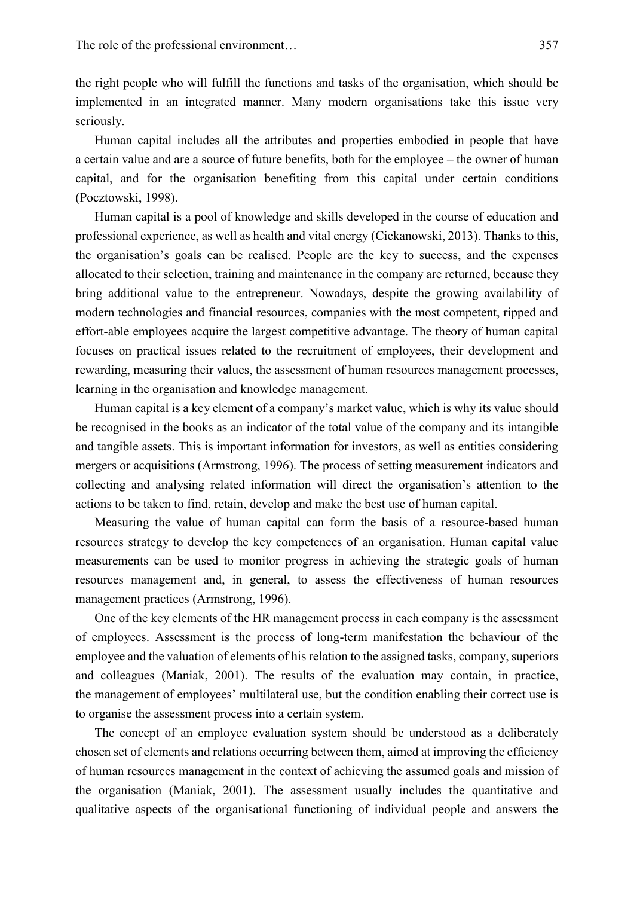the right people who will fulfill the functions and tasks of the organisation, which should be implemented in an integrated manner. Many modern organisations take this issue very seriously.

Human capital includes all the attributes and properties embodied in people that have a certain value and are a source of future benefits, both for the employee – the owner of human capital, and for the organisation benefiting from this capital under certain conditions (Pocztowski, 1998).

Human capital is a pool of knowledge and skills developed in the course of education and professional experience, as well as health and vital energy (Ciekanowski, 2013). Thanks to this, the organisation's goals can be realised. People are the key to success, and the expenses allocated to their selection, training and maintenance in the company are returned, because they bring additional value to the entrepreneur. Nowadays, despite the growing availability of modern technologies and financial resources, companies with the most competent, ripped and effort-able employees acquire the largest competitive advantage. The theory of human capital focuses on practical issues related to the recruitment of employees, their development and rewarding, measuring their values, the assessment of human resources management processes, learning in the organisation and knowledge management.

Human capital is a key element of a company's market value, which is why its value should be recognised in the books as an indicator of the total value of the company and its intangible and tangible assets. This is important information for investors, as well as entities considering mergers or acquisitions (Armstrong, 1996). The process of setting measurement indicators and collecting and analysing related information will direct the organisation's attention to the actions to be taken to find, retain, develop and make the best use of human capital.

Measuring the value of human capital can form the basis of a resource-based human resources strategy to develop the key competences of an organisation. Human capital value measurements can be used to monitor progress in achieving the strategic goals of human resources management and, in general, to assess the effectiveness of human resources management practices (Armstrong, 1996).

One of the key elements of the HR management process in each company is the assessment of employees. Assessment is the process of long-term manifestation the behaviour of the employee and the valuation of elements of his relation to the assigned tasks, company, superiors and colleagues (Maniak, 2001). The results of the evaluation may contain, in practice, the management of employees' multilateral use, but the condition enabling their correct use is to organise the assessment process into a certain system.

The concept of an employee evaluation system should be understood as a deliberately chosen set of elements and relations occurring between them, aimed at improving the efficiency of human resources management in the context of achieving the assumed goals and mission of the organisation (Maniak, 2001). The assessment usually includes the quantitative and qualitative aspects of the organisational functioning of individual people and answers the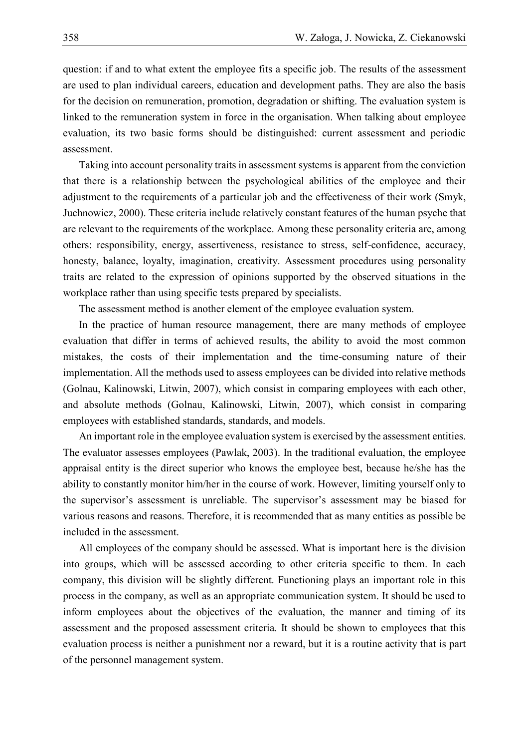question: if and to what extent the employee fits a specific job. The results of the assessment are used to plan individual careers, education and development paths. They are also the basis for the decision on remuneration, promotion, degradation or shifting. The evaluation system is linked to the remuneration system in force in the organisation. When talking about employee evaluation, its two basic forms should be distinguished: current assessment and periodic assessment.

Taking into account personality traits in assessment systems is apparent from the conviction that there is a relationship between the psychological abilities of the employee and their adjustment to the requirements of a particular job and the effectiveness of their work (Smyk, Juchnowicz, 2000). These criteria include relatively constant features of the human psyche that are relevant to the requirements of the workplace. Among these personality criteria are, among others: responsibility, energy, assertiveness, resistance to stress, self-confidence, accuracy, honesty, balance, loyalty, imagination, creativity. Assessment procedures using personality traits are related to the expression of opinions supported by the observed situations in the workplace rather than using specific tests prepared by specialists.

The assessment method is another element of the employee evaluation system.

In the practice of human resource management, there are many methods of employee evaluation that differ in terms of achieved results, the ability to avoid the most common mistakes, the costs of their implementation and the time-consuming nature of their implementation. All the methods used to assess employees can be divided into relative methods (Golnau, Kalinowski, Litwin, 2007), which consist in comparing employees with each other, and absolute methods (Golnau, Kalinowski, Litwin, 2007), which consist in comparing employees with established standards, standards, and models.

An important role in the employee evaluation system is exercised by the assessment entities. The evaluator assesses employees (Pawlak, 2003). In the traditional evaluation, the employee appraisal entity is the direct superior who knows the employee best, because he/she has the ability to constantly monitor him/her in the course of work. However, limiting yourself only to the supervisor's assessment is unreliable. The supervisor's assessment may be biased for various reasons and reasons. Therefore, it is recommended that as many entities as possible be included in the assessment.

All employees of the company should be assessed. What is important here is the division into groups, which will be assessed according to other criteria specific to them. In each company, this division will be slightly different. Functioning plays an important role in this process in the company, as well as an appropriate communication system. It should be used to inform employees about the objectives of the evaluation, the manner and timing of its assessment and the proposed assessment criteria. It should be shown to employees that this evaluation process is neither a punishment nor a reward, but it is a routine activity that is part of the personnel management system.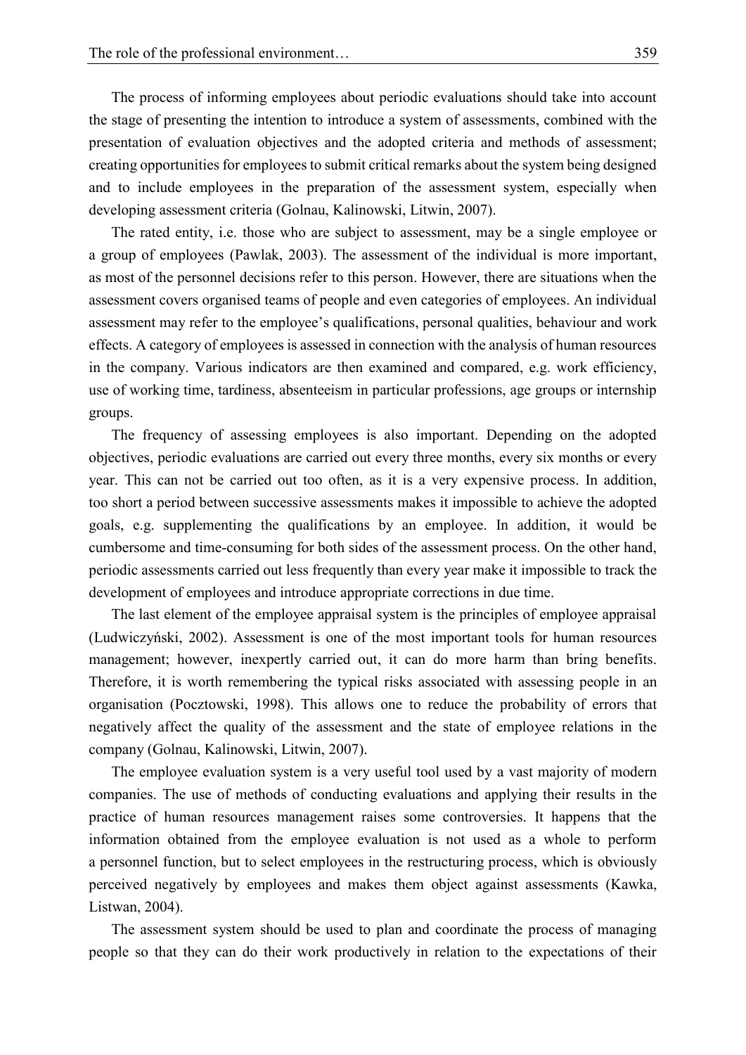The process of informing employees about periodic evaluations should take into account the stage of presenting the intention to introduce a system of assessments, combined with the presentation of evaluation objectives and the adopted criteria and methods of assessment; creating opportunities for employees to submit critical remarks about the system being designed and to include employees in the preparation of the assessment system, especially when developing assessment criteria (Golnau, Kalinowski, Litwin, 2007).

The rated entity, i.e. those who are subject to assessment, may be a single employee or a group of employees (Pawlak, 2003). The assessment of the individual is more important, as most of the personnel decisions refer to this person. However, there are situations when the assessment covers organised teams of people and even categories of employees. An individual assessment may refer to the employee's qualifications, personal qualities, behaviour and work effects. A category of employees is assessed in connection with the analysis of human resources in the company. Various indicators are then examined and compared, e.g. work efficiency, use of working time, tardiness, absenteeism in particular professions, age groups or internship groups.

The frequency of assessing employees is also important. Depending on the adopted objectives, periodic evaluations are carried out every three months, every six months or every year. This can not be carried out too often, as it is a very expensive process. In addition, too short a period between successive assessments makes it impossible to achieve the adopted goals, e.g. supplementing the qualifications by an employee. In addition, it would be cumbersome and time-consuming for both sides of the assessment process. On the other hand, periodic assessments carried out less frequently than every year make it impossible to track the development of employees and introduce appropriate corrections in due time.

The last element of the employee appraisal system is the principles of employee appraisal (Ludwiczyński, 2002). Assessment is one of the most important tools for human resources management; however, inexpertly carried out, it can do more harm than bring benefits. Therefore, it is worth remembering the typical risks associated with assessing people in an organisation (Pocztowski, 1998). This allows one to reduce the probability of errors that negatively affect the quality of the assessment and the state of employee relations in the company (Golnau, Kalinowski, Litwin, 2007).

The employee evaluation system is a very useful tool used by a vast majority of modern companies. The use of methods of conducting evaluations and applying their results in the practice of human resources management raises some controversies. It happens that the information obtained from the employee evaluation is not used as a whole to perform a personnel function, but to select employees in the restructuring process, which is obviously perceived negatively by employees and makes them object against assessments (Kawka, Listwan, 2004).

The assessment system should be used to plan and coordinate the process of managing people so that they can do their work productively in relation to the expectations of their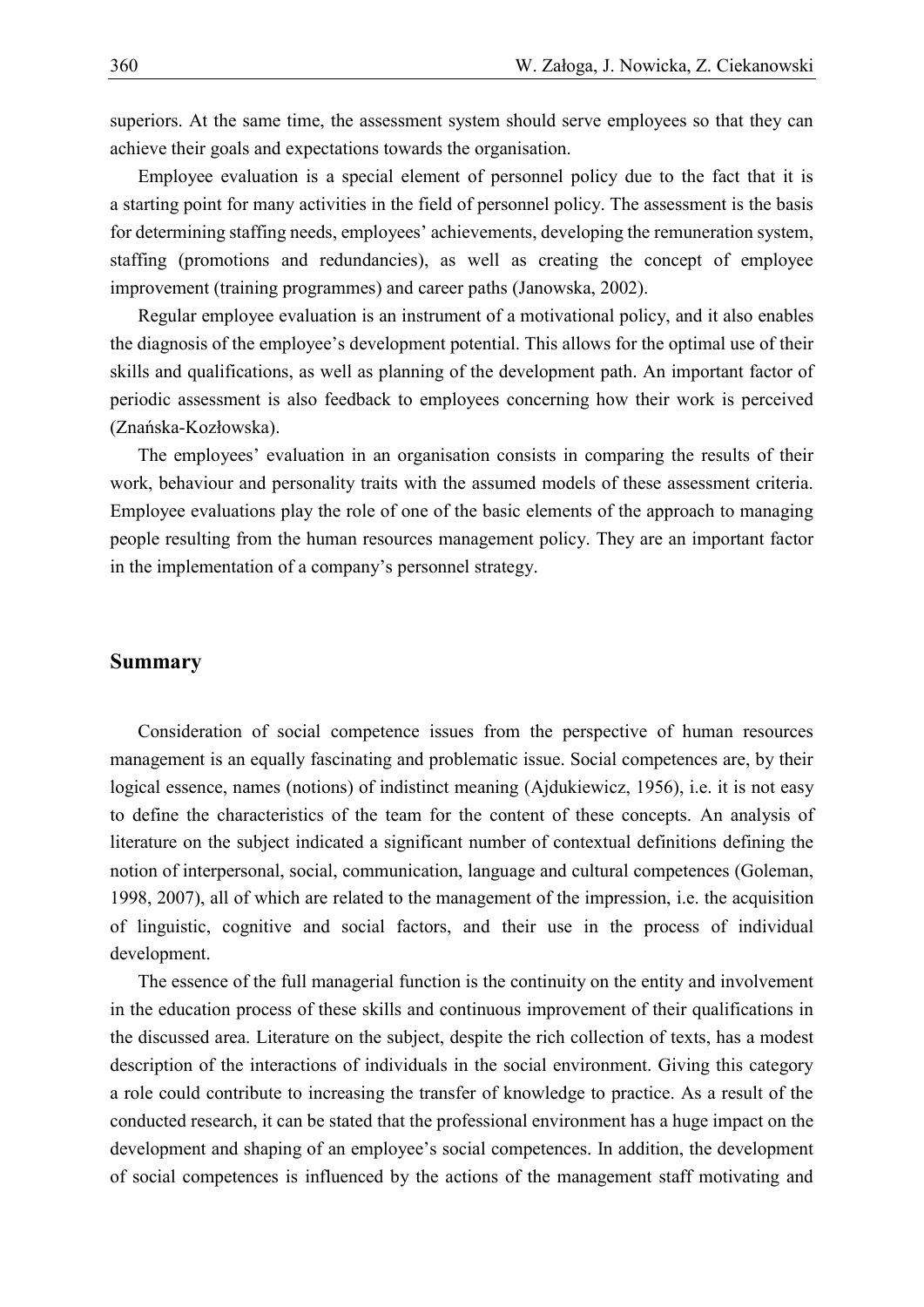superiors. At the same time, the assessment system should serve employees so that they can achieve their goals and expectations towards the organisation.

Employee evaluation is a special element of personnel policy due to the fact that it is a starting point for many activities in the field of personnel policy. The assessment is the basis for determining staffing needs, employees' achievements, developing the remuneration system, staffing (promotions and redundancies), as well as creating the concept of employee improvement (training programmes) and career paths (Janowska, 2002).

Regular employee evaluation is an instrument of a motivational policy, and it also enables the diagnosis of the employee's development potential. This allows for the optimal use of their skills and qualifications, as well as planning of the development path. An important factor of periodic assessment is also feedback to employees concerning how their work is perceived (Znańska-Kozłowska).

The employees' evaluation in an organisation consists in comparing the results of their work, behaviour and personality traits with the assumed models of these assessment criteria. Employee evaluations play the role of one of the basic elements of the approach to managing people resulting from the human resources management policy. They are an important factor in the implementation of a company's personnel strategy.

## Summary

Consideration of social competence issues from the perspective of human resources management is an equally fascinating and problematic issue. Social competences are, by their logical essence, names (notions) of indistinct meaning (Ajdukiewicz, 1956), i.e. it is not easy to define the characteristics of the team for the content of these concepts. An analysis of literature on the subject indicated a significant number of contextual definitions defining the notion of interpersonal, social, communication, language and cultural competences (Goleman, 1998, 2007), all of which are related to the management of the impression, i.e. the acquisition of linguistic, cognitive and social factors, and their use in the process of individual development.

The essence of the full managerial function is the continuity on the entity and involvement in the education process of these skills and continuous improvement of their qualifications in the discussed area. Literature on the subject, despite the rich collection of texts, has a modest description of the interactions of individuals in the social environment. Giving this category a role could contribute to increasing the transfer of knowledge to practice. As a result of the conducted research, it can be stated that the professional environment has a huge impact on the development and shaping of an employee's social competences. In addition, the development of social competences is influenced by the actions of the management staff motivating and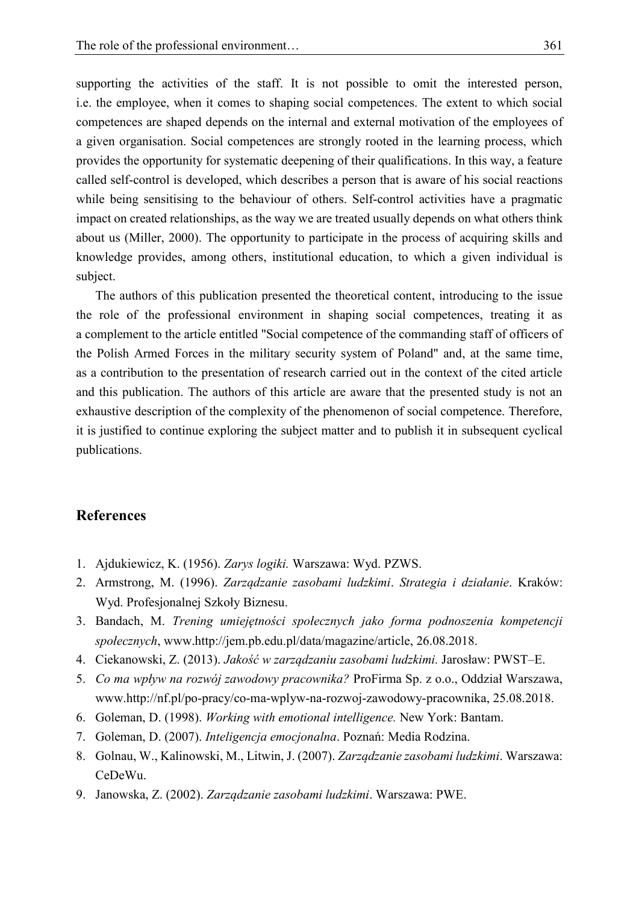supporting the activities of the staff. It is not possible to omit the interested person, i.e. the employee, when it comes to shaping social competences. The extent to which social competences are shaped depends on the internal and external motivation of the employees of a given organisation. Social competences are strongly rooted in the learning process, which provides the opportunity for systematic deepening of their qualifications. In this way, a feature called self-control is developed, which describes a person that is aware of his social reactions while being sensitising to the behaviour of others. Self-control activities have a pragmatic impact on created relationships, as the way we are treated usually depends on what others think about us (Miller, 2000). The opportunity to participate in the process of acquiring skills and knowledge provides, among others, institutional education, to which a given individual is subject.

The authors of this publication presented the theoretical content, introducing to the issue the role of the professional environment in shaping social competences, treating it as a complement to the article entitled "Social competence of the commanding staff of officers of the Polish Armed Forces in the military security system of Poland" and, at the same time, as a contribution to the presentation of research carried out in the context of the cited article and this publication. The authors of this article are aware that the presented study is not an exhaustive description of the complexity of the phenomenon of social competence. Therefore, it is justified to continue exploring the subject matter and to publish it in subsequent cyclical publications.

## References

1. Ajdukiewicz, K. (1956). *Zarys logiki.* Warszawa: Wyd. PZWS.
2. Armstrong, M. (1996). *Zarządzanie zasobami ludzkimi*. *Strategia i działanie*. Kraków: Wyd. Profesjonalnej Szkoły Biznesu.
3. Bandach, M. *Trening umiejętności społecznych jako forma podnoszenia kompetencji społecznych*, www.http://jem.pb.edu.pl/data/magazine/article, 26.08.2018.
4. Ciekanowski, Z. (2013). *Jakość w zarządzaniu zasobami ludzkimi.* Jarosław: PWST–E.
5. *Co ma wpływ na rozwój zawodowy pracownika?* ProFirma Sp. z o.o., Oddział Warszawa, www.http://nf.pl/po-pracy/co-ma-wplyw-na-rozwoj-zawodowy-pracownika, 25.08.2018.
6. Goleman, D. (1998). *Working with emotional intelligence.* New York: Bantam.
7. Goleman, D. (2007). *Inteligencja emocjonalna*. Poznań: Media Rodzina.
8. Golnau, W., Kalinowski, M., Litwin, J. (2007). *Zarządzanie zasobami ludzkimi*. Warszawa: CeDeWu.
9. Janowska, Z. (2002). *Zarządzanie zasobami ludzkimi*. Warszawa: PWE.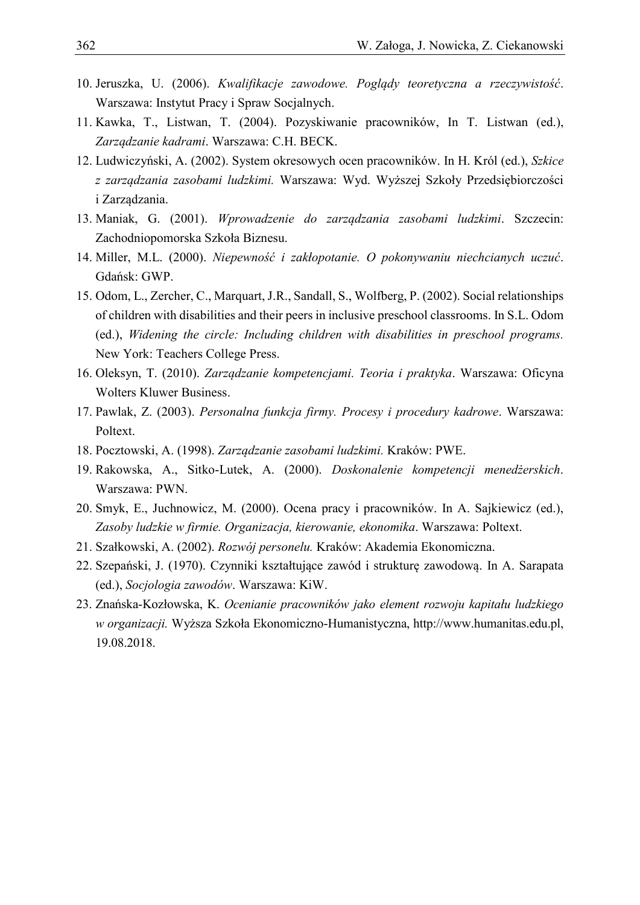10. Jeruszka, U. (2006). *Kwalifikacje zawodowe. Poglądy teoretyczna a rzeczywistość*. Warszawa: Instytut Pracy i Spraw Socjalnych.
11. Kawka, T., Listwan, T. (2004). Pozyskiwanie pracowników, In T. Listwan (ed.), *Zarządzanie kadrami*. Warszawa: C.H. BECK.
12. Ludwiczyński, A. (2002). System okresowych ocen pracowników. In H. Król (ed.), *Szkice z zarządzania zasobami ludzkimi.* Warszawa: Wyd. Wyższej Szkoły Przedsiębiorczości i Zarządzania.
13. Maniak, G. (2001). *Wprowadzenie do zarządzania zasobami ludzkimi*. Szczecin: Zachodniopomorska Szkoła Biznesu.
14. Miller, M.L. (2000). *Niepewność i zakłopotanie. O pokonywaniu niechcianych uczuć*. Gdańsk: GWP.
15. Odom, L., Zercher, C., Marquart, J.R., Sandall, S., Wolfberg, P. (2002). Social relationships of children with disabilities and their peers in inclusive preschool classrooms. In S.L. Odom (ed.), *Widening the circle: Including children with disabilities in preschool programs.* New York: Teachers College Press.
16. Oleksyn, T. (2010). *Zarządzanie kompetencjami. Teoria i praktyka*. Warszawa: Oficyna Wolters Kluwer Business.
17. Pawlak, Z. (2003). *Personalna funkcja firmy. Procesy i procedury kadrowe*. Warszawa: Poltext.
18. Pocztowski, A. (1998). *Zarządzanie zasobami ludzkimi.* Kraków: PWE.
19. Rakowska, A., Sitko-Lutek, A. (2000). *Doskonalenie kompetencji menedżerskich*. Warszawa: PWN.
20. Smyk, E., Juchnowicz, M. (2000). Ocena pracy i pracowników. In A. Sajkiewicz (ed.), *Zasoby ludzkie w firmie. Organizacja, kierowanie, ekonomika*. Warszawa: Poltext.
21. Szałkowski, A. (2002). *Rozwój personelu.* Kraków: Akademia Ekonomiczna.
22. Szepański, J. (1970). Czynniki kształtujące zawód i strukturę zawodową. In A. Sarapata (ed.), *Socjologia zawodów*. Warszawa: KiW.
23. Znańska-Kozłowska, K. *Ocenianie pracowników jako element rozwoju kapitału ludzkiego w organizacji.* Wyższa Szkoła Ekonomiczno-Humanistyczna, http://www.humanitas.edu.pl, 19.08.2018.